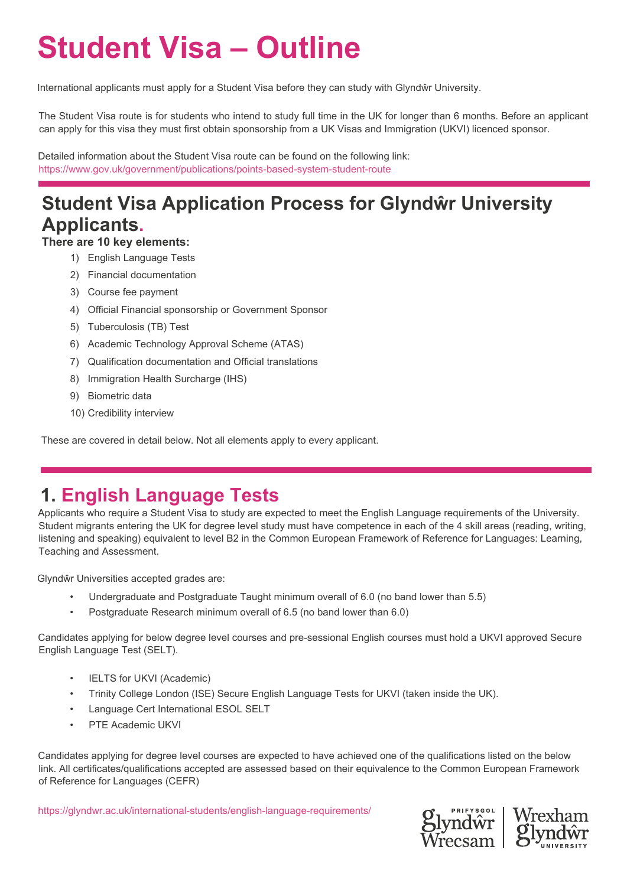# Student Visa – Outline

International applicants must apply for a Student Visa before they can study with Glyndŵr University.

The Student Visa route is for students who intend to study full time in the UK for longer than 6 months. Before an applicant can apply for this visa they must first obtain sponsorship from a UK Visas and Immigration (UKVI) licenced sponsor.

Detailed information about the Student Visa route can be found on the following link:
https://www.gov.uk/government/publications/points-based-system-student-route

## Student Visa Application Process for Glyndŵr University Applicants.

**There are 10 key elements:**

1) English Language Tests
2) Financial documentation
3) Course fee payment
4) Official Financial sponsorship or Government Sponsor
5) Tuberculosis (TB) Test
6) Academic Technology Approval Scheme (ATAS)
7) Qualification documentation and Official translations
8) Immigration Health Surcharge (IHS)
9) Biometric data
10) Credibility interview

These are covered in detail below. Not all elements apply to every applicant.

## 1. English Language Tests

Applicants who require a Student Visa to study are expected to meet the English Language requirements of the University. Student migrants entering the UK for degree level study must have competence in each of the 4 skill areas (reading, writing, listening and speaking) equivalent to level B2 in the Common European Framework of Reference for Languages: Learning, Teaching and Assessment.

Glyndŵr Universities accepted grades are:

- Undergraduate and Postgraduate Taught minimum overall of 6.0 (no band lower than 5.5)
- Postgraduate Research minimum overall of 6.5 (no band lower than 6.0)

Candidates applying for below degree level courses and pre-sessional English courses must hold a UKVI approved Secure English Language Test (SELT).

- IELTS for UKVI (Academic)
- Trinity College London (ISE) Secure English Language Tests for UKVI (taken inside the UK).
- Language Cert International ESOL SELT
- PTE Academic UKVI

Candidates applying for degree level courses are expected to have achieved one of the qualifications listed on the below link. All certificates/qualifications accepted are assessed based on their equivalence to the Common European Framework of Reference for Languages (CEFR)

https://glyndwr.ac.uk/international-students/english-language-requirements/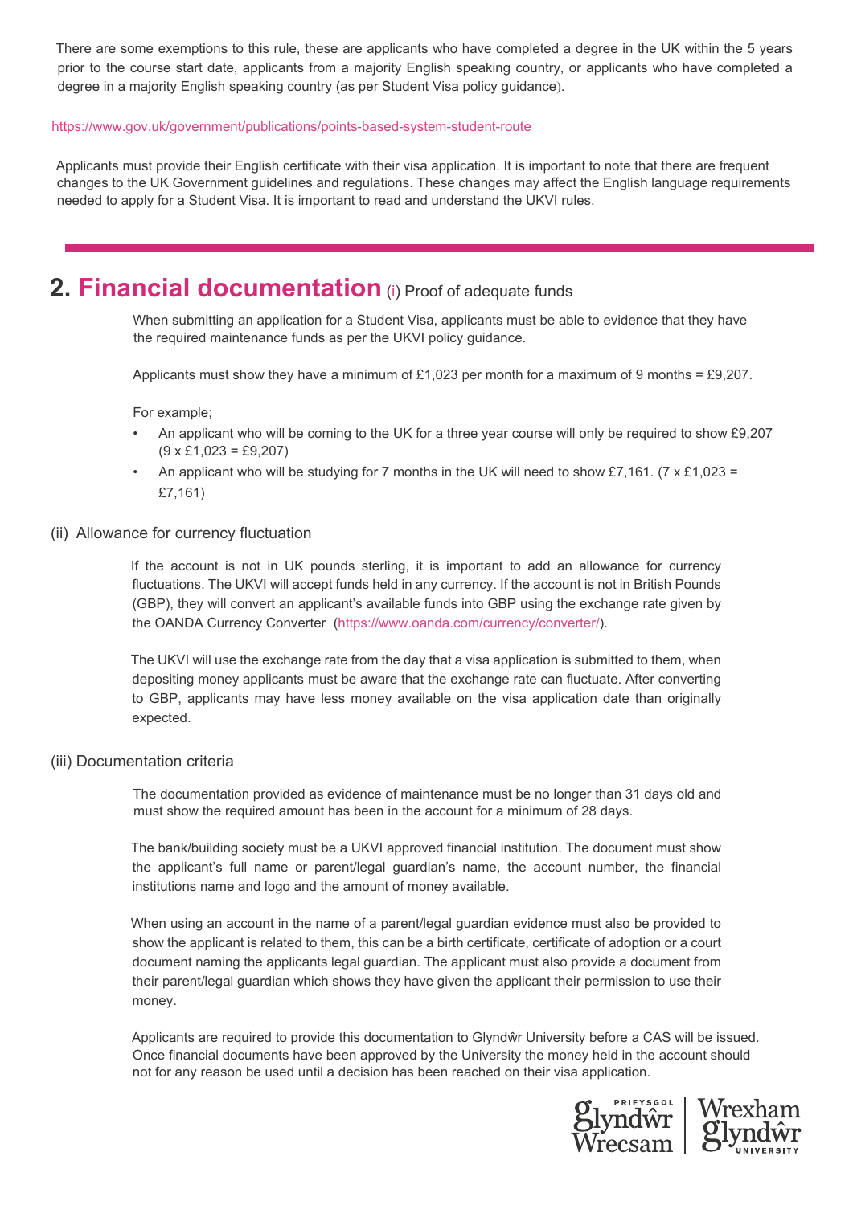There are some exemptions to this rule, these are applicants who have completed a degree in the UK within the 5 years prior to the course start date, applicants from a majority English speaking country, or applicants who have completed a degree in a majority English speaking country (as per Student Visa policy guidance).

https://www.gov.uk/government/publications/points-based-system-student-route

Applicants must provide their English certificate with their visa application. It is important to note that there are frequent changes to the UK Government guidelines and regulations. These changes may affect the English language requirements needed to apply for a Student Visa. It is important to read and understand the UKVI rules.

## 2. Financial documentation (i) Proof of adequate funds

When submitting an application for a Student Visa, applicants must be able to evidence that they have the required maintenance funds as per the UKVI policy guidance.

Applicants must show they have a minimum of £1,023 per month for a maximum of 9 months = £9,207.

For example;

- An applicant who will be coming to the UK for a three year course will only be required to show £9,207 (9 x £1,023 = £9,207)
- An applicant who will be studying for 7 months in the UK will need to show £7,161. (7 x £1,023 = £7,161)

### (ii) Allowance for currency fluctuation

If the account is not in UK pounds sterling, it is important to add an allowance for currency fluctuations. The UKVI will accept funds held in any currency. If the account is not in British Pounds (GBP), they will convert an applicant's available funds into GBP using the exchange rate given by the OANDA Currency Converter (https://www.oanda.com/currency/converter/).

The UKVI will use the exchange rate from the day that a visa application is submitted to them, when depositing money applicants must be aware that the exchange rate can fluctuate. After converting to GBP, applicants may have less money available on the visa application date than originally expected.

### (iii) Documentation criteria

The documentation provided as evidence of maintenance must be no longer than 31 days old and must show the required amount has been in the account for a minimum of 28 days.

The bank/building society must be a UKVI approved financial institution. The document must show the applicant's full name or parent/legal guardian's name, the account number, the financial institutions name and logo and the amount of money available.

When using an account in the name of a parent/legal guardian evidence must also be provided to show the applicant is related to them, this can be a birth certificate, certificate of adoption or a court document naming the applicants legal guardian. The applicant must also provide a document from their parent/legal guardian which shows they have given the applicant their permission to use their money.

Applicants are required to provide this documentation to Glyndŵr University before a CAS will be issued. Once financial documents have been approved by the University the money held in the account should not for any reason be used until a decision has been reached on their visa application.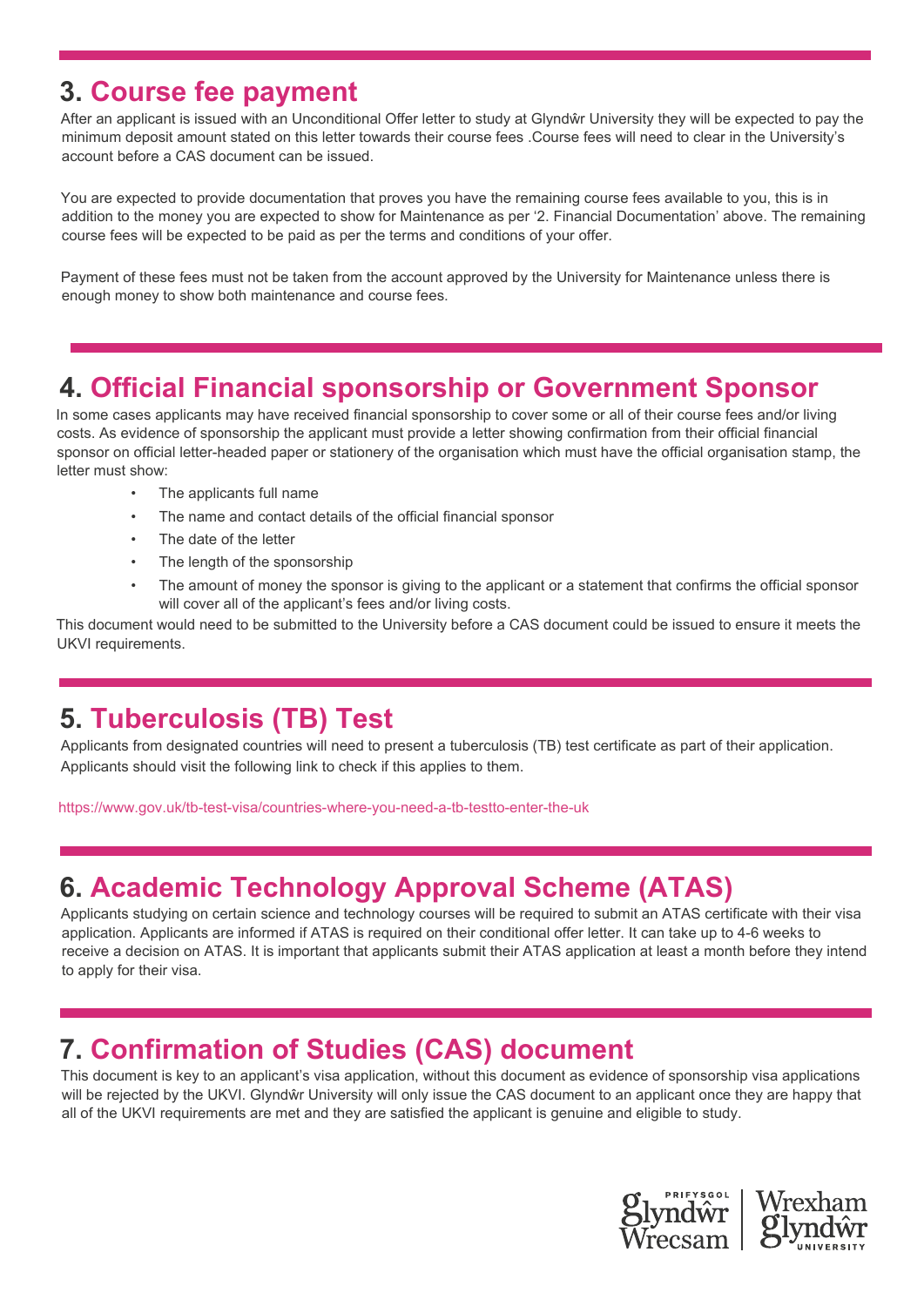## 3. Course fee payment

After an applicant is issued with an Unconditional Offer letter to study at Glyndŵr University they will be expected to pay the minimum deposit amount stated on this letter towards their course fees .Course fees will need to clear in the University's account before a CAS document can be issued.

You are expected to provide documentation that proves you have the remaining course fees available to you, this is in addition to the money you are expected to show for Maintenance as per '2. Financial Documentation' above. The remaining course fees will be expected to be paid as per the terms and conditions of your offer.

Payment of these fees must not be taken from the account approved by the University for Maintenance unless there is enough money to show both maintenance and course fees.

## 4. Official Financial sponsorship or Government Sponsor

In some cases applicants may have received financial sponsorship to cover some or all of their course fees and/or living costs. As evidence of sponsorship the applicant must provide a letter showing confirmation from their official financial sponsor on official letter-headed paper or stationery of the organisation which must have the official organisation stamp, the letter must show:

- The applicants full name
- The name and contact details of the official financial sponsor
- The date of the letter
- The length of the sponsorship
- The amount of money the sponsor is giving to the applicant or a statement that confirms the official sponsor will cover all of the applicant's fees and/or living costs.

This document would need to be submitted to the University before a CAS document could be issued to ensure it meets the UKVI requirements.

## 5. Tuberculosis (TB) Test

Applicants from designated countries will need to present a tuberculosis (TB) test certificate as part of their application. Applicants should visit the following link to check if this applies to them.

https://www.gov.uk/tb-test-visa/countries-where-you-need-a-tb-testto-enter-the-uk

## 6. Academic Technology Approval Scheme (ATAS)

Applicants studying on certain science and technology courses will be required to submit an ATAS certificate with their visa application. Applicants are informed if ATAS is required on their conditional offer letter. It can take up to 4-6 weeks to receive a decision on ATAS. It is important that applicants submit their ATAS application at least a month before they intend to apply for their visa.

## 7. Confirmation of Studies (CAS) document

This document is key to an applicant's visa application, without this document as evidence of sponsorship visa applications will be rejected by the UKVI. Glyndŵr University will only issue the CAS document to an applicant once they are happy that all of the UKVI requirements are met and they are satisfied the applicant is genuine and eligible to study.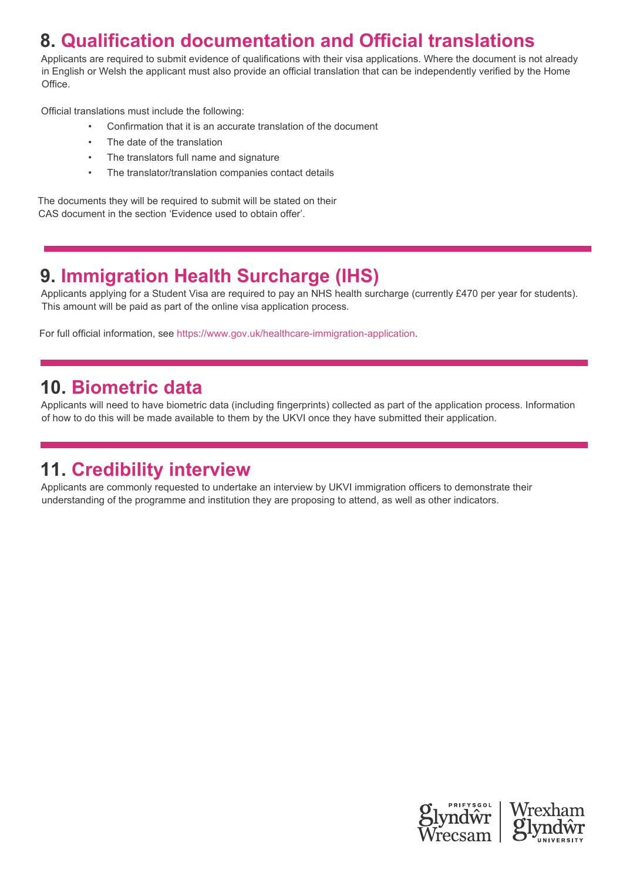## 8. Qualification documentation and Official translations

Applicants are required to submit evidence of qualifications with their visa applications. Where the document is not already in English or Welsh the applicant must also provide an official translation that can be independently verified by the Home Office.

Official translations must include the following:

- Confirmation that it is an accurate translation of the document
- The date of the translation
- The translators full name and signature
- The translator/translation companies contact details

The documents they will be required to submit will be stated on their CAS document in the section 'Evidence used to obtain offer'.

## 9. Immigration Health Surcharge (IHS)

Applicants applying for a Student Visa are required to pay an NHS health surcharge (currently £470 per year for students). This amount will be paid as part of the online visa application process.

For full official information, see https://www.gov.uk/healthcare-immigration-application.

## 10. Biometric data

Applicants will need to have biometric data (including fingerprints) collected as part of the application process. Information of how to do this will be made available to them by the UKVI once they have submitted their application.

## 11. Credibility interview

Applicants are commonly requested to undertake an interview by UKVI immigration officers to demonstrate their understanding of the programme and institution they are proposing to attend, as well as other indicators.